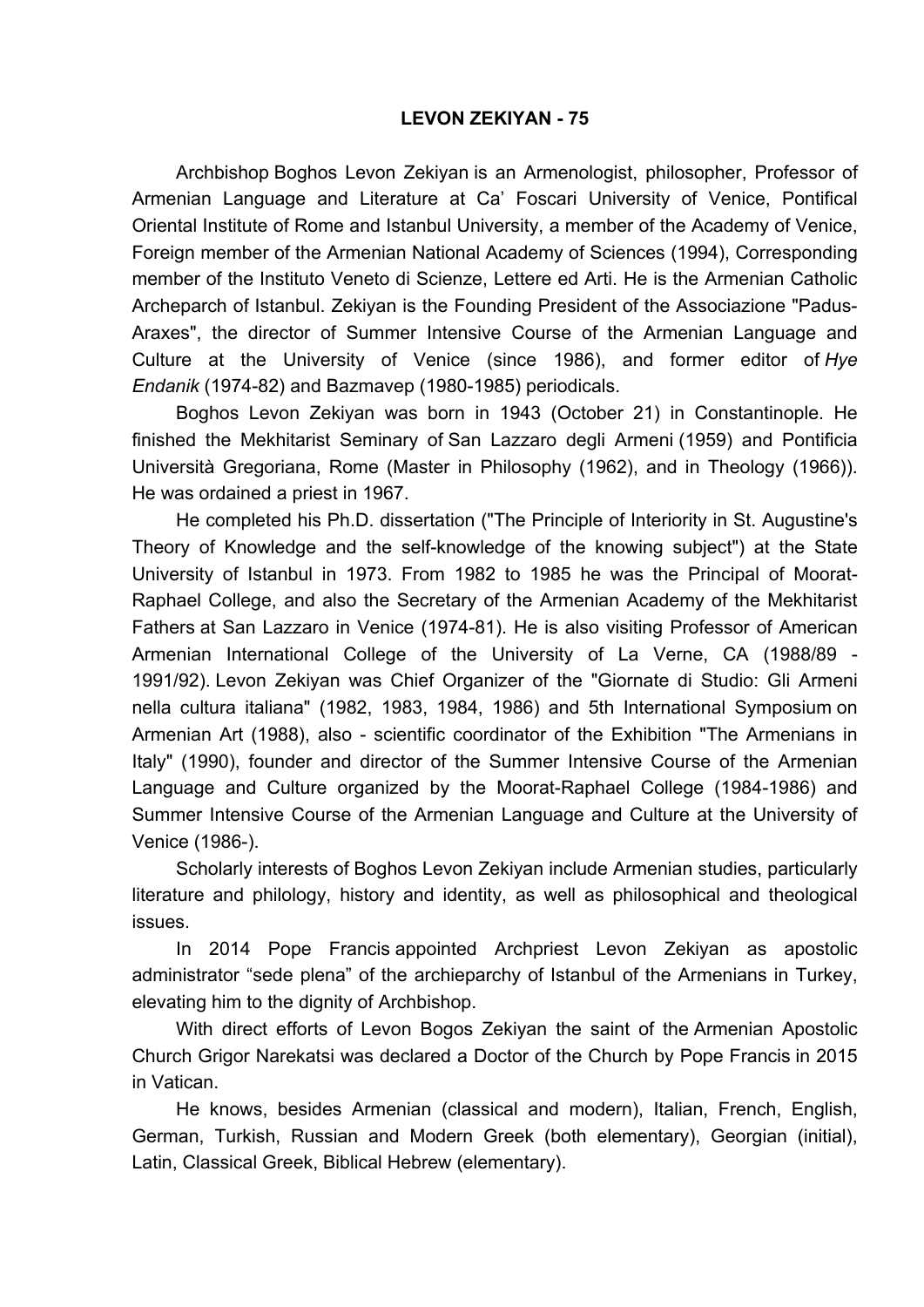**LEVON ZEKIYAN - 75**

Archbishop Boghos Levon Zekiyan is an Armenologist, philosopher, Professor of Armenian Language and Literature at Ca' Foscari University of Venice, Pontifical Oriental Institute of Rome and Istanbul University, a member of the Academy of Venice, Foreign member of the Armenian National Academy of Sciences (1994), Corresponding member of the Instituto Veneto di Scienze, Lettere ed Arti. He is the Armenian Catholic Archeparch of Istanbul. Zekiyan is the Founding President of the Associazione "Padus-Araxes", the director of Summer Intensive Course of the Armenian Language and Culture at the University of Venice (since 1986), and former editor of *Hye Endanik* (1974-82) and Bazmavep (1980-1985) periodicals.

Boghos Levon Zekiyan was born in 1943 (October 21) in Constantinople. He finished the Mekhitarist Seminary of San Lazzaro degli Armeni (1959) and Pontificia Università Gregoriana, Rome (Master in Philosophy (1962), and in Theology (1966)). He was ordained a priest in 1967.

He completed his Ph.D. dissertation ("The Principle of Interiority in St. Augustine's Theory of Knowledge and the self-knowledge of the knowing subject") at the State University of Istanbul in 1973. From 1982 to 1985 he was the Principal of Moorat-Raphael College, and also the Secretary of the Armenian Academy of the Mekhitarist Fathers at San Lazzaro in Venice (1974-81). He is also visiting Professor of American Armenian International College of the University of La Verne, CA (1988/89 - 1991/92). Levon Zekiyan was Chief Organizer of the "Giornate di Studio: Gli Armeni nella cultura italiana" (1982, 1983, 1984, 1986) and 5th International Symposium on Armenian Art (1988), also - scientific coordinator of the Exhibition "The Armenians in Italy" (1990), founder and director of the Summer Intensive Course of the Armenian Language and Culture organized by the Moorat-Raphael College (1984-1986) and Summer Intensive Course of the Armenian Language and Culture at the University of Venice (1986-).

Scholarly interests of Boghos Levon Zekiyan include Armenian studies, particularly literature and philology, history and identity, as well as philosophical and theological issues.

In 2014 Pope Francis appointed Archpriest Levon Zekiyan as apostolic administrator "sede plena" of the archieparchy of Istanbul of the Armenians in Turkey, elevating him to the dignity of Archbishop.

With direct efforts of Levon Bogos Zekiyan the saint of the Armenian Apostolic Church Grigor Narekatsi was declared a Doctor of the Church by Pope Francis in 2015 in Vatican.

He knows, besides Armenian (classical and modern), Italian, French, English, German, Turkish, Russian and Modern Greek (both elementary), Georgian (initial), Latin, Classical Greek, Biblical Hebrew (elementary).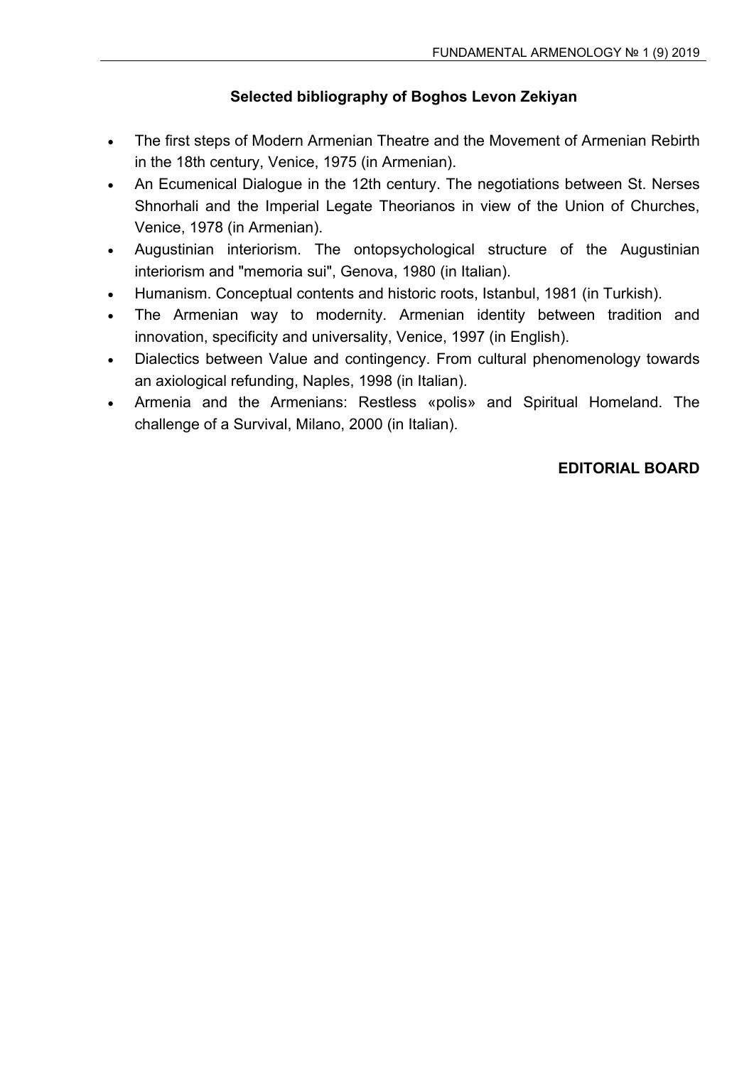### Selected bibliography of Boghos Levon Zekiyan

- The first steps of Modern Armenian Theatre and the Movement of Armenian Rebirth in the 18th century, Venice, 1975 (in Armenian).
- An Ecumenical Dialogue in the 12th century. The negotiations between St. Nerses Shnorhali and the Imperial Legate Theorianos in view of the Union of Churches, Venice, 1978 (in Armenian).
- Augustinian interiorism. The ontopsychological structure of the Augustinian interiorism and "memoria sui", Genova, 1980 (in Italian).
- Humanism. Conceptual contents and historic roots, Istanbul, 1981 (in Turkish).
- The Armenian way to modernity. Armenian identity between tradition and innovation, specificity and universality, Venice, 1997 (in English).
- Dialectics between Value and contingency. From cultural phenomenology towards an axiological refunding, Naples, 1998 (in Italian).
- Armenia and the Armenians: Restless «polis» and Spiritual Homeland. The challenge of a Survival, Milano, 2000 (in Italian).

**EDITORIAL BOARD**